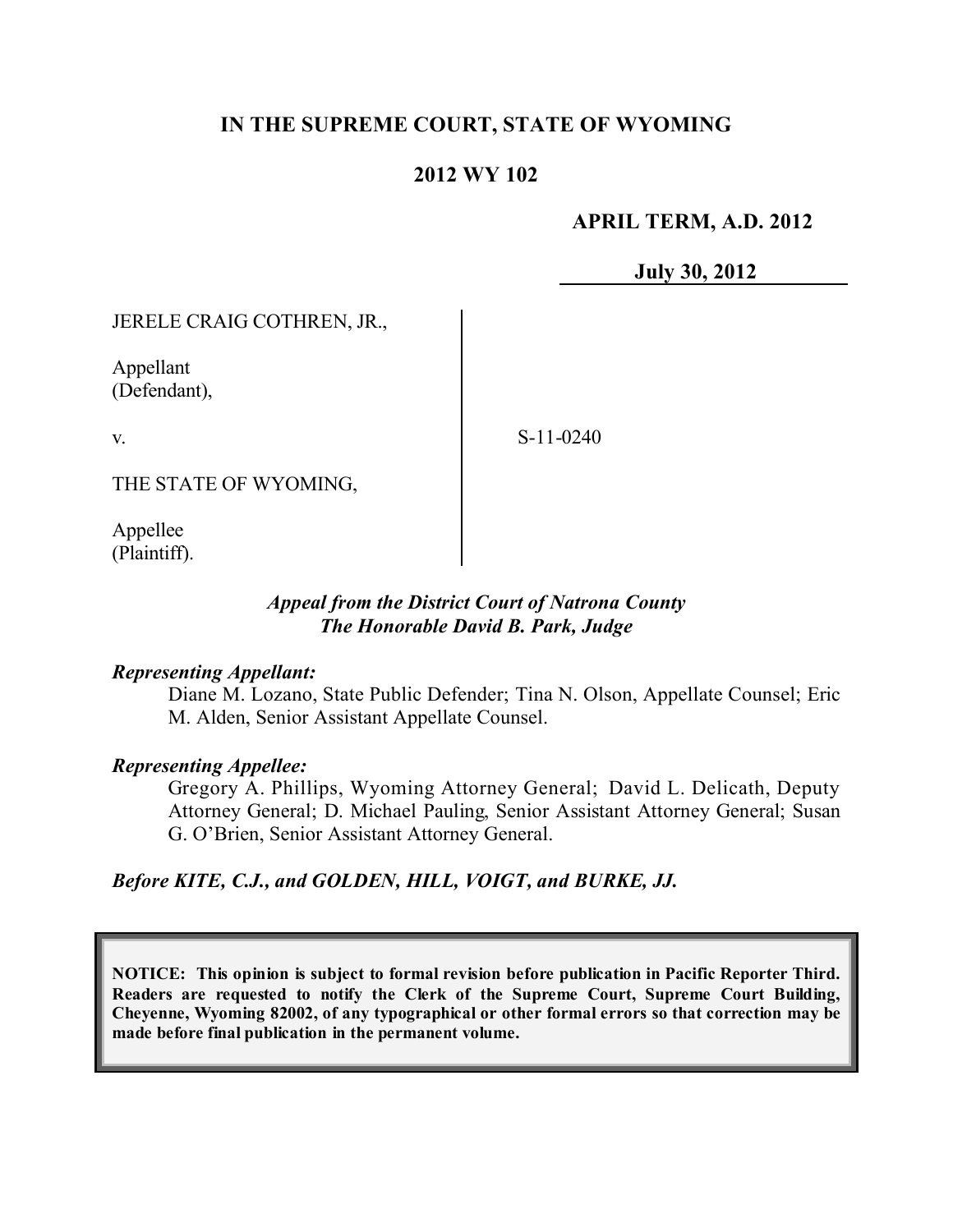**IN THE SUPREME COURT, STATE OF WYOMING**

**2012 WY 102**

**APRIL TERM, A.D. 2012**

**July 30, 2012**

| | |
|---|---|
| JERELE CRAIG COTHREN, JR.,<br><br>Appellant<br>(Defendant),<br><br>v.<br><br>THE STATE OF WYOMING,<br><br>Appellee<br>(Plaintiff). | S-11-0240 |

***Appeal from the District Court of Natrona County***
***The Honorable David B. Park, Judge***

***Representing Appellant:***

Diane M. Lozano, State Public Defender; Tina N. Olson, Appellate Counsel; Eric M. Alden, Senior Assistant Appellate Counsel.

***Representing Appellee:***

Gregory A. Phillips, Wyoming Attorney General; David L. Delicath, Deputy Attorney General; D. Michael Pauling, Senior Assistant Attorney General; Susan G. O'Brien, Senior Assistant Attorney General.

***Before KITE, C.J., and GOLDEN, HILL, VOIGT, and BURKE, JJ.***

**NOTICE: This opinion is subject to formal revision before publication in Pacific Reporter Third. Readers are requested to notify the Clerk of the Supreme Court, Supreme Court Building, Cheyenne, Wyoming 82002, of any typographical or other formal errors so that correction may be made before final publication in the permanent volume.**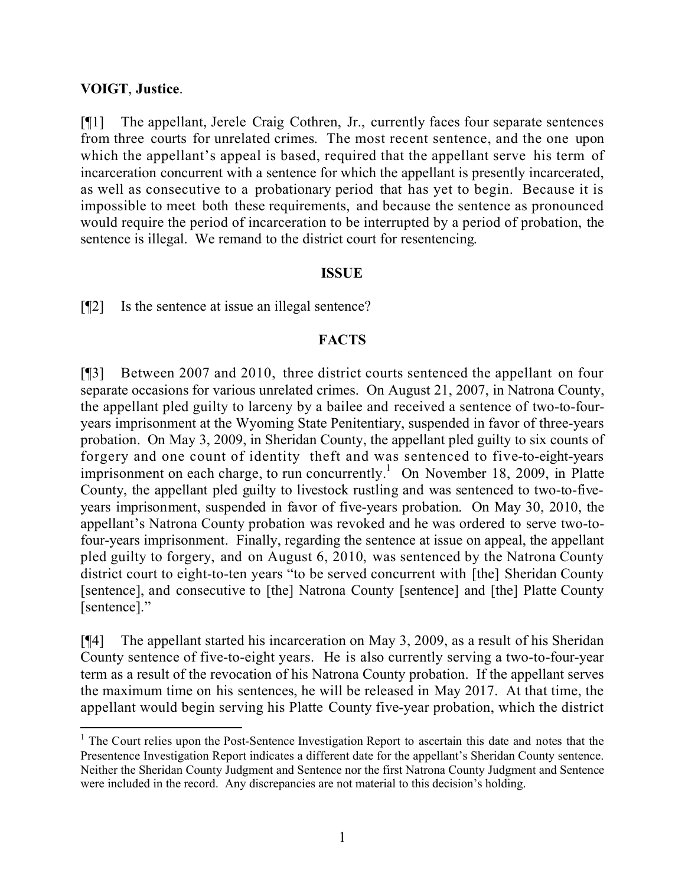**VOIGT**, **Justice**.

[¶1] The appellant, Jerele Craig Cothren, Jr., currently faces four separate sentences from three courts for unrelated crimes. The most recent sentence, and the one upon which the appellant's appeal is based, required that the appellant serve his term of incarceration concurrent with a sentence for which the appellant is presently incarcerated, as well as consecutive to a probationary period that has yet to begin. Because it is impossible to meet both these requirements, and because the sentence as pronounced would require the period of incarceration to be interrupted by a period of probation, the sentence is illegal. We remand to the district court for resentencing.

## ISSUE

[¶2] Is the sentence at issue an illegal sentence?

## FACTS

[¶3] Between 2007 and 2010, three district courts sentenced the appellant on four separate occasions for various unrelated crimes. On August 21, 2007, in Natrona County, the appellant pled guilty to larceny by a bailee and received a sentence of two-to-four-years imprisonment at the Wyoming State Penitentiary, suspended in favor of three-years probation. On May 3, 2009, in Sheridan County, the appellant pled guilty to six counts of forgery and one count of identity theft and was sentenced to five-to-eight-years imprisonment on each charge, to run concurrently.[1] On November 18, 2009, in Platte County, the appellant pled guilty to livestock rustling and was sentenced to two-to-five-years imprisonment, suspended in favor of five-years probation. On May 30, 2010, the appellant's Natrona County probation was revoked and he was ordered to serve two-to-four-years imprisonment. Finally, regarding the sentence at issue on appeal, the appellant pled guilty to forgery, and on August 6, 2010, was sentenced by the Natrona County district court to eight-to-ten years "to be served concurrent with [the] Sheridan County [sentence], and consecutive to [the] Natrona County [sentence] and [the] Platte County [sentence]."

[¶4] The appellant started his incarceration on May 3, 2009, as a result of his Sheridan County sentence of five-to-eight years. He is also currently serving a two-to-four-year term as a result of the revocation of his Natrona County probation. If the appellant serves the maximum time on his sentences, he will be released in May 2017. At that time, the appellant would begin serving his Platte County five-year probation, which the district

---

[1] The Court relies upon the Post-Sentence Investigation Report to ascertain this date and notes that the Presentence Investigation Report indicates a different date for the appellant's Sheridan County sentence. Neither the Sheridan County Judgment and Sentence nor the first Natrona County Judgment and Sentence were included in the record. Any discrepancies are not material to this decision's holding.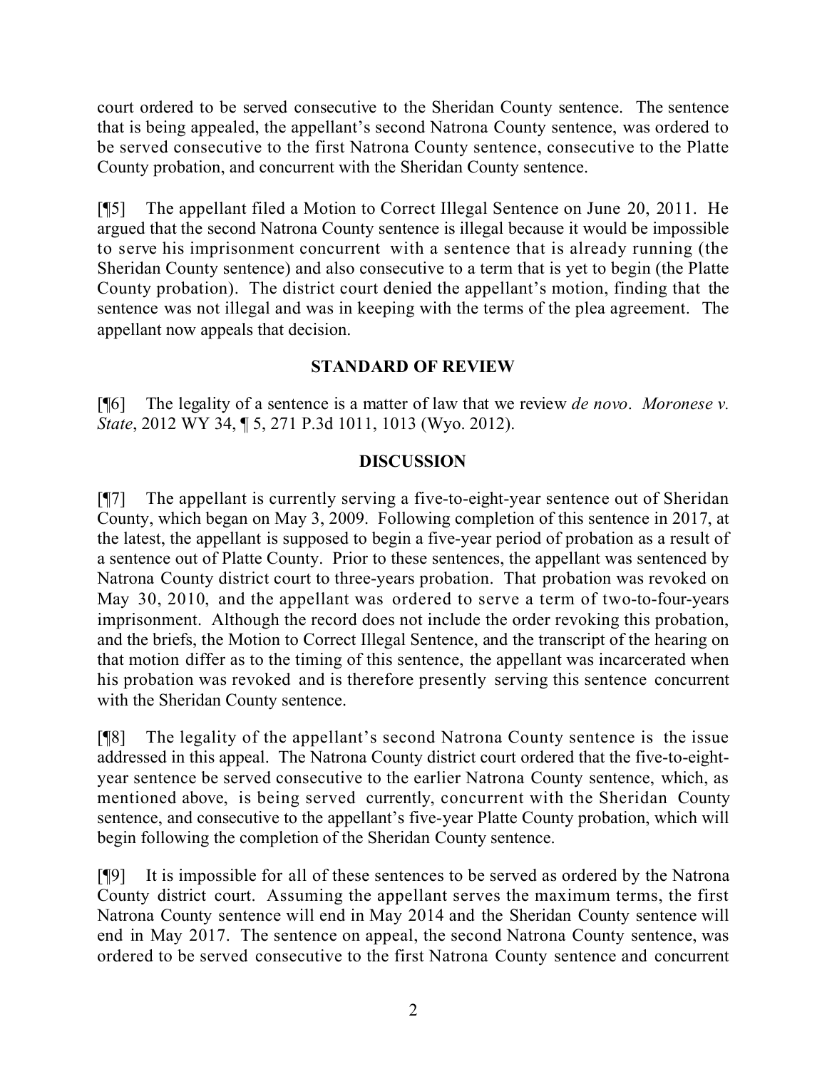court ordered to be served consecutive to the Sheridan County sentence. The sentence that is being appealed, the appellant's second Natrona County sentence, was ordered to be served consecutive to the first Natrona County sentence, consecutive to the Platte County probation, and concurrent with the Sheridan County sentence.

[¶5] The appellant filed a Motion to Correct Illegal Sentence on June 20, 2011. He argued that the second Natrona County sentence is illegal because it would be impossible to serve his imprisonment concurrent with a sentence that is already running (the Sheridan County sentence) and also consecutive to a term that is yet to begin (the Platte County probation). The district court denied the appellant's motion, finding that the sentence was not illegal and was in keeping with the terms of the plea agreement. The appellant now appeals that decision.

## STANDARD OF REVIEW

[¶6] The legality of a sentence is a matter of law that we review *de novo*. *Moronese v. State*, 2012 WY 34, ¶ 5, 271 P.3d 1011, 1013 (Wyo. 2012).

## DISCUSSION

[¶7] The appellant is currently serving a five-to-eight-year sentence out of Sheridan County, which began on May 3, 2009. Following completion of this sentence in 2017, at the latest, the appellant is supposed to begin a five-year period of probation as a result of a sentence out of Platte County. Prior to these sentences, the appellant was sentenced by Natrona County district court to three-years probation. That probation was revoked on May 30, 2010, and the appellant was ordered to serve a term of two-to-four-years imprisonment. Although the record does not include the order revoking this probation, and the briefs, the Motion to Correct Illegal Sentence, and the transcript of the hearing on that motion differ as to the timing of this sentence, the appellant was incarcerated when his probation was revoked and is therefore presently serving this sentence concurrent with the Sheridan County sentence.

[¶8] The legality of the appellant's second Natrona County sentence is the issue addressed in this appeal. The Natrona County district court ordered that the five-to-eight-year sentence be served consecutive to the earlier Natrona County sentence, which, as mentioned above, is being served currently, concurrent with the Sheridan County sentence, and consecutive to the appellant's five-year Platte County probation, which will begin following the completion of the Sheridan County sentence.

[¶9] It is impossible for all of these sentences to be served as ordered by the Natrona County district court. Assuming the appellant serves the maximum terms, the first Natrona County sentence will end in May 2014 and the Sheridan County sentence will end in May 2017. The sentence on appeal, the second Natrona County sentence, was ordered to be served consecutive to the first Natrona County sentence and concurrent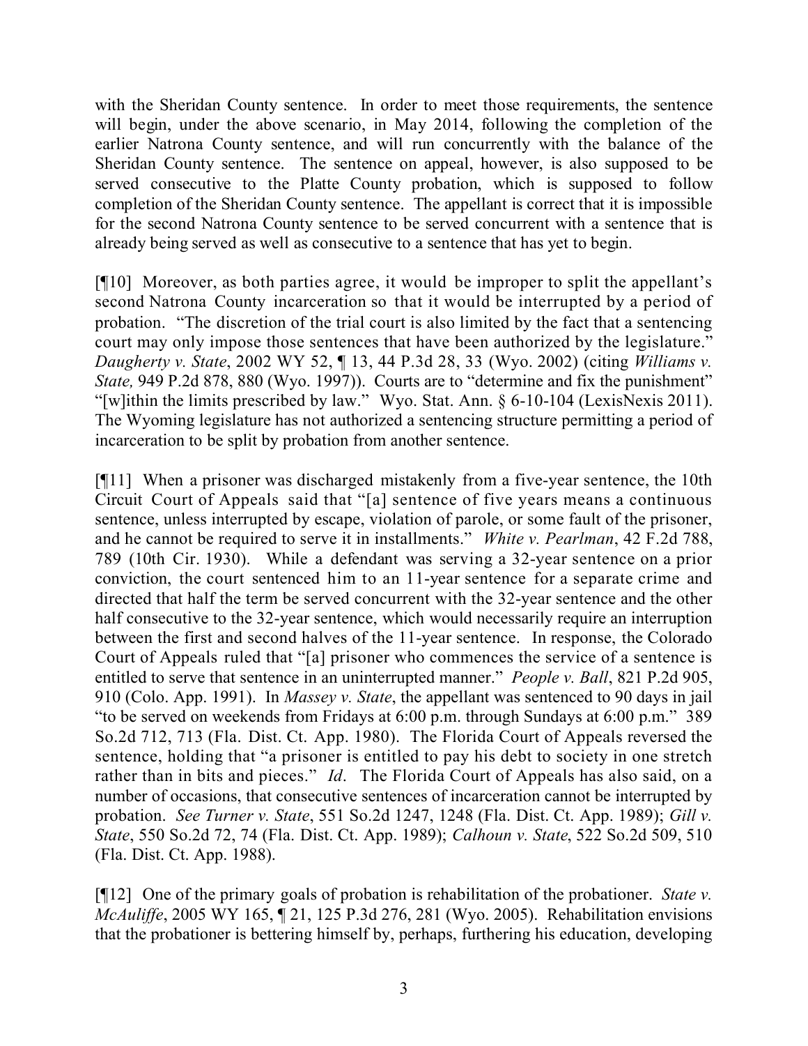with the Sheridan County sentence. In order to meet those requirements, the sentence will begin, under the above scenario, in May 2014, following the completion of the earlier Natrona County sentence, and will run concurrently with the balance of the Sheridan County sentence. The sentence on appeal, however, is also supposed to be served consecutive to the Platte County probation, which is supposed to follow completion of the Sheridan County sentence. The appellant is correct that it is impossible for the second Natrona County sentence to be served concurrent with a sentence that is already being served as well as consecutive to a sentence that has yet to begin.

[¶10] Moreover, as both parties agree, it would be improper to split the appellant's second Natrona County incarceration so that it would be interrupted by a period of probation. "The discretion of the trial court is also limited by the fact that a sentencing court may only impose those sentences that have been authorized by the legislature." *Daugherty v. State*, 2002 WY 52, ¶ 13, 44 P.3d 28, 33 (Wyo. 2002) (citing *Williams v. State,* 949 P.2d 878, 880 (Wyo. 1997)). Courts are to "determine and fix the punishment" "[w]ithin the limits prescribed by law." Wyo. Stat. Ann. § 6-10-104 (LexisNexis 2011). The Wyoming legislature has not authorized a sentencing structure permitting a period of incarceration to be split by probation from another sentence.

[¶11] When a prisoner was discharged mistakenly from a five-year sentence, the 10th Circuit Court of Appeals said that "[a] sentence of five years means a continuous sentence, unless interrupted by escape, violation of parole, or some fault of the prisoner, and he cannot be required to serve it in installments." *White v. Pearlman*, 42 F.2d 788, 789 (10th Cir. 1930). While a defendant was serving a 32-year sentence on a prior conviction, the court sentenced him to an 11-year sentence for a separate crime and directed that half the term be served concurrent with the 32-year sentence and the other half consecutive to the 32-year sentence, which would necessarily require an interruption between the first and second halves of the 11-year sentence. In response, the Colorado Court of Appeals ruled that "[a] prisoner who commences the service of a sentence is entitled to serve that sentence in an uninterrupted manner." *People v. Ball*, 821 P.2d 905, 910 (Colo. App. 1991). In *Massey v. State*, the appellant was sentenced to 90 days in jail "to be served on weekends from Fridays at 6:00 p.m. through Sundays at 6:00 p.m." 389 So.2d 712, 713 (Fla. Dist. Ct. App. 1980). The Florida Court of Appeals reversed the sentence, holding that "a prisoner is entitled to pay his debt to society in one stretch rather than in bits and pieces." *Id*. The Florida Court of Appeals has also said, on a number of occasions, that consecutive sentences of incarceration cannot be interrupted by probation. *See Turner v. State*, 551 So.2d 1247, 1248 (Fla. Dist. Ct. App. 1989); *Gill v. State*, 550 So.2d 72, 74 (Fla. Dist. Ct. App. 1989); *Calhoun v. State*, 522 So.2d 509, 510 (Fla. Dist. Ct. App. 1988).

[¶12] One of the primary goals of probation is rehabilitation of the probationer. *State v. McAuliffe*, 2005 WY 165, ¶ 21, 125 P.3d 276, 281 (Wyo. 2005). Rehabilitation envisions that the probationer is bettering himself by, perhaps, furthering his education, developing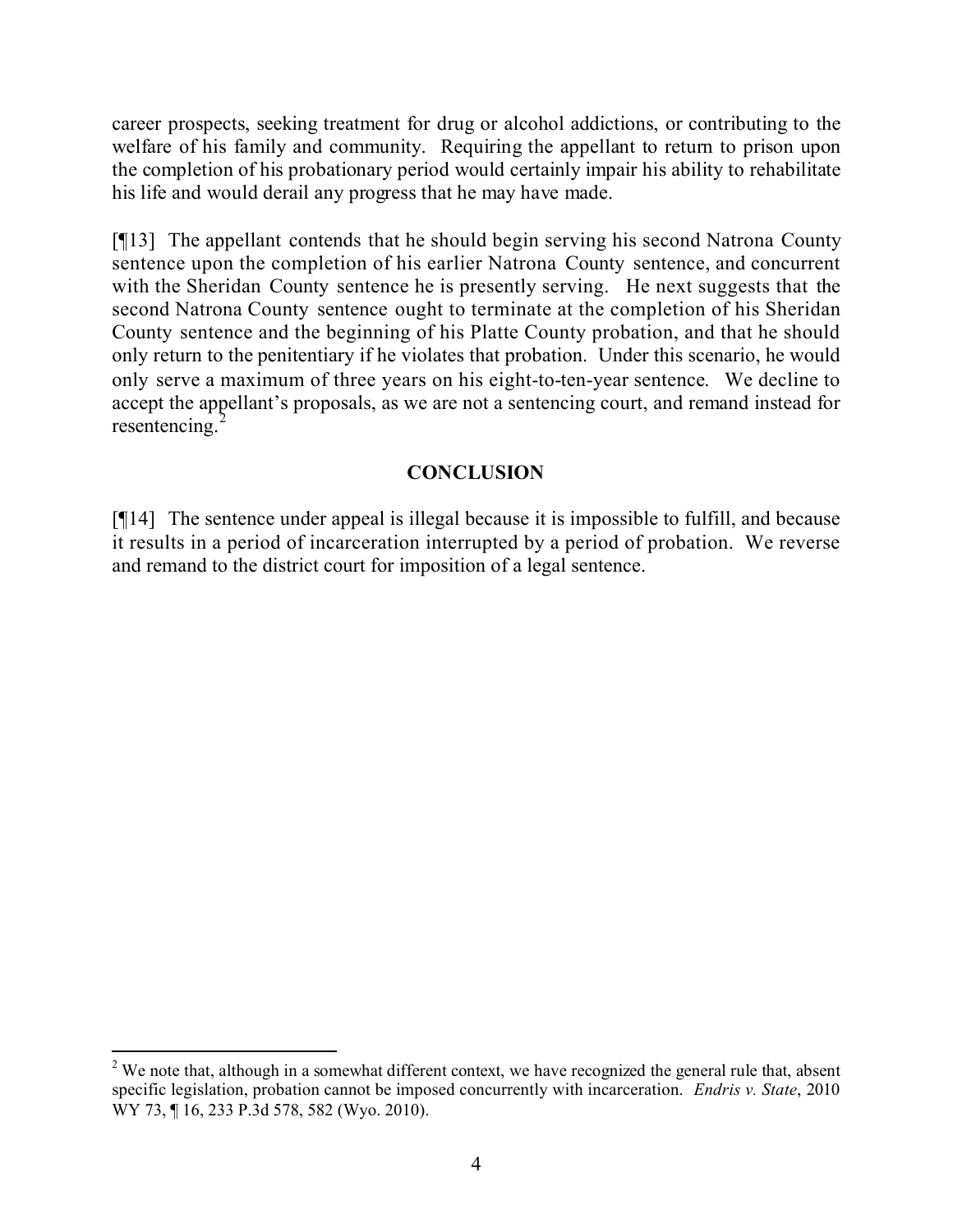career prospects, seeking treatment for drug or alcohol addictions, or contributing to the welfare of his family and community. Requiring the appellant to return to prison upon the completion of his probationary period would certainly impair his ability to rehabilitate his life and would derail any progress that he may have made.

[¶13] The appellant contends that he should begin serving his second Natrona County sentence upon the completion of his earlier Natrona County sentence, and concurrent with the Sheridan County sentence he is presently serving. He next suggests that the second Natrona County sentence ought to terminate at the completion of his Sheridan County sentence and the beginning of his Platte County probation, and that he should only return to the penitentiary if he violates that probation. Under this scenario, he would only serve a maximum of three years on his eight-to-ten-year sentence. We decline to accept the appellant's proposals, as we are not a sentencing court, and remand instead for resentencing.[2]

## CONCLUSION

[¶14] The sentence under appeal is illegal because it is impossible to fulfill, and because it results in a period of incarceration interrupted by a period of probation. We reverse and remand to the district court for imposition of a legal sentence.

---

[2] We note that, although in a somewhat different context, we have recognized the general rule that, absent specific legislation, probation cannot be imposed concurrently with incarceration. *Endris v. State*, 2010 WY 73, ¶ 16, 233 P.3d 578, 582 (Wyo. 2010).